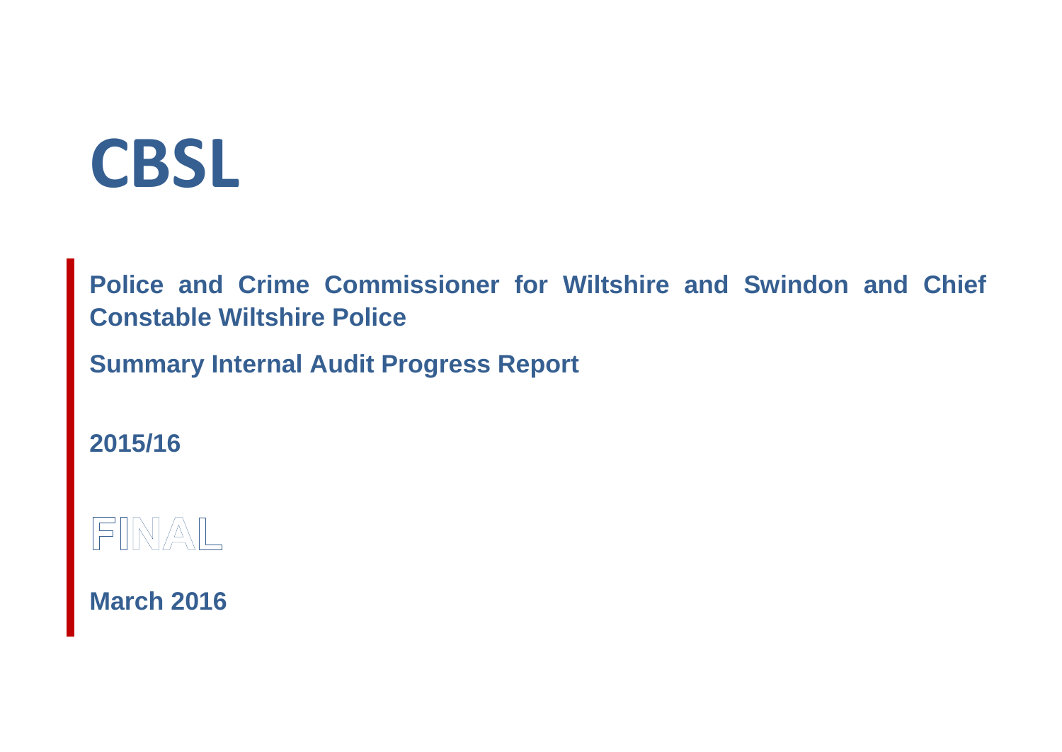# CBSL

## Police and Crime Commissioner for Wiltshire and Swindon and Chief Constable Wiltshire Police

## Summary Internal Audit Progress Report

**2015/16**

FINAL

**March 2016**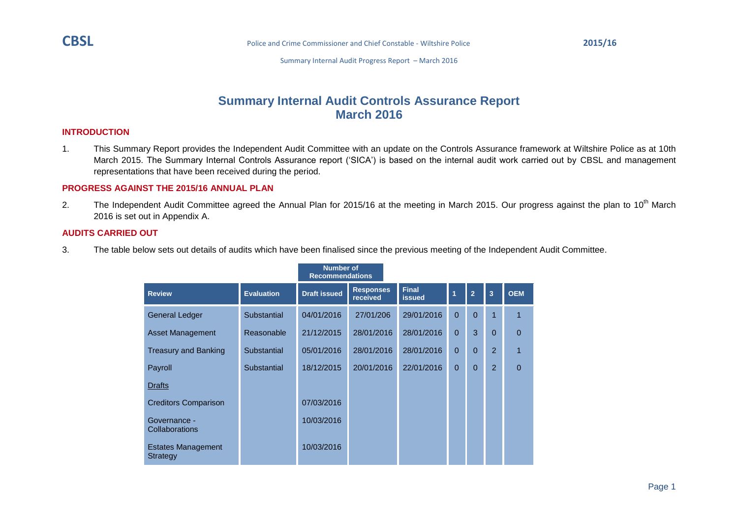# Summary Internal Audit Controls Assurance Report
## March 2016

### INTRODUCTION

1. This Summary Report provides the Independent Audit Committee with an update on the Controls Assurance framework at Wiltshire Police as at 10th March 2015. The Summary Internal Controls Assurance report ('SICA') is based on the internal audit work carried out by CBSL and management representations that have been received during the period.

### PROGRESS AGAINST THE 2015/16 ANNUAL PLAN

2. The Independent Audit Committee agreed the Annual Plan for 2015/16 at the meeting in March 2015. Our progress against the plan to 10th March 2016 is set out in Appendix A.

### AUDITS CARRIED OUT

3. The table below sets out details of audits which have been finalised since the previous meeting of the Independent Audit Committee.

| | | Number of Recommendations | | | | | | |
|---|---|---|---|---|---|---|---|---|
| **Review** | **Evaluation** | **Draft issued** | **Responses received** | **Final issued** | **1** | **2** | **3** | **OEM** |
| General Ledger | Substantial | 04/01/2016 | 27/01/206 | 29/01/2016 | 0 | 0 | 1 | 1 |
| Asset Management | Reasonable | 21/12/2015 | 28/01/2016 | 28/01/2016 | 0 | 3 | 0 | 0 |
| Treasury and Banking | Substantial | 05/01/2016 | 28/01/2016 | 28/01/2016 | 0 | 0 | 2 | 1 |
| Payroll | Substantial | 18/12/2015 | 20/01/2016 | 22/01/2016 | 0 | 0 | 2 | 0 |
| Drafts | | | | | | | | |
| Creditors Comparison | | 07/03/2016 | | | | | | |
| Governance - Collaborations | | 10/03/2016 | | | | | | |
| Estates Management Strategy | | 10/03/2016 | | | | | | |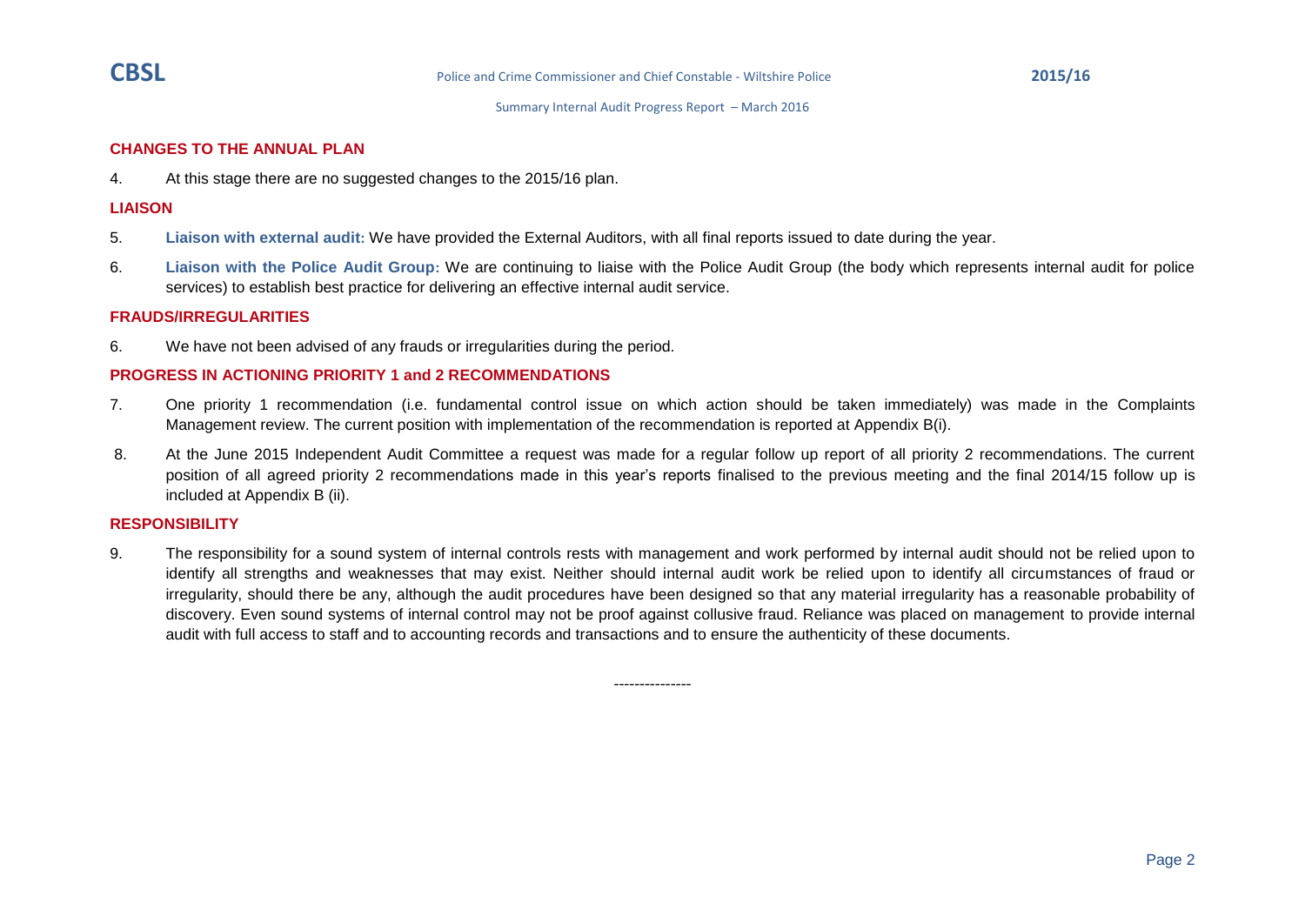## CHANGES TO THE ANNUAL PLAN

4. At this stage there are no suggested changes to the 2015/16 plan.

## LIAISON

5. **Liaison with external audit:** We have provided the External Auditors, with all final reports issued to date during the year.

6. **Liaison with the Police Audit Group:** We are continuing to liaise with the Police Audit Group (the body which represents internal audit for police services) to establish best practice for delivering an effective internal audit service.

## FRAUDS/IRREGULARITIES

6. We have not been advised of any frauds or irregularities during the period.

## PROGRESS IN ACTIONING PRIORITY 1 and 2 RECOMMENDATIONS

7. One priority 1 recommendation (i.e. fundamental control issue on which action should be taken immediately) was made in the Complaints Management review. The current position with implementation of the recommendation is reported at Appendix B(i).

8. At the June 2015 Independent Audit Committee a request was made for a regular follow up report of all priority 2 recommendations. The current position of all agreed priority 2 recommendations made in this year's reports finalised to the previous meeting and the final 2014/15 follow up is included at Appendix B (ii).

## RESPONSIBILITY

9. The responsibility for a sound system of internal controls rests with management and work performed by internal audit should not be relied upon to identify all strengths and weaknesses that may exist. Neither should internal audit work be relied upon to identify all circumstances of fraud or irregularity, should there be any, although the audit procedures have been designed so that any material irregularity has a reasonable probability of discovery. Even sound systems of internal control may not be proof against collusive fraud. Reliance was placed on management to provide internal audit with full access to staff and to accounting records and transactions and to ensure the authenticity of these documents.

---------------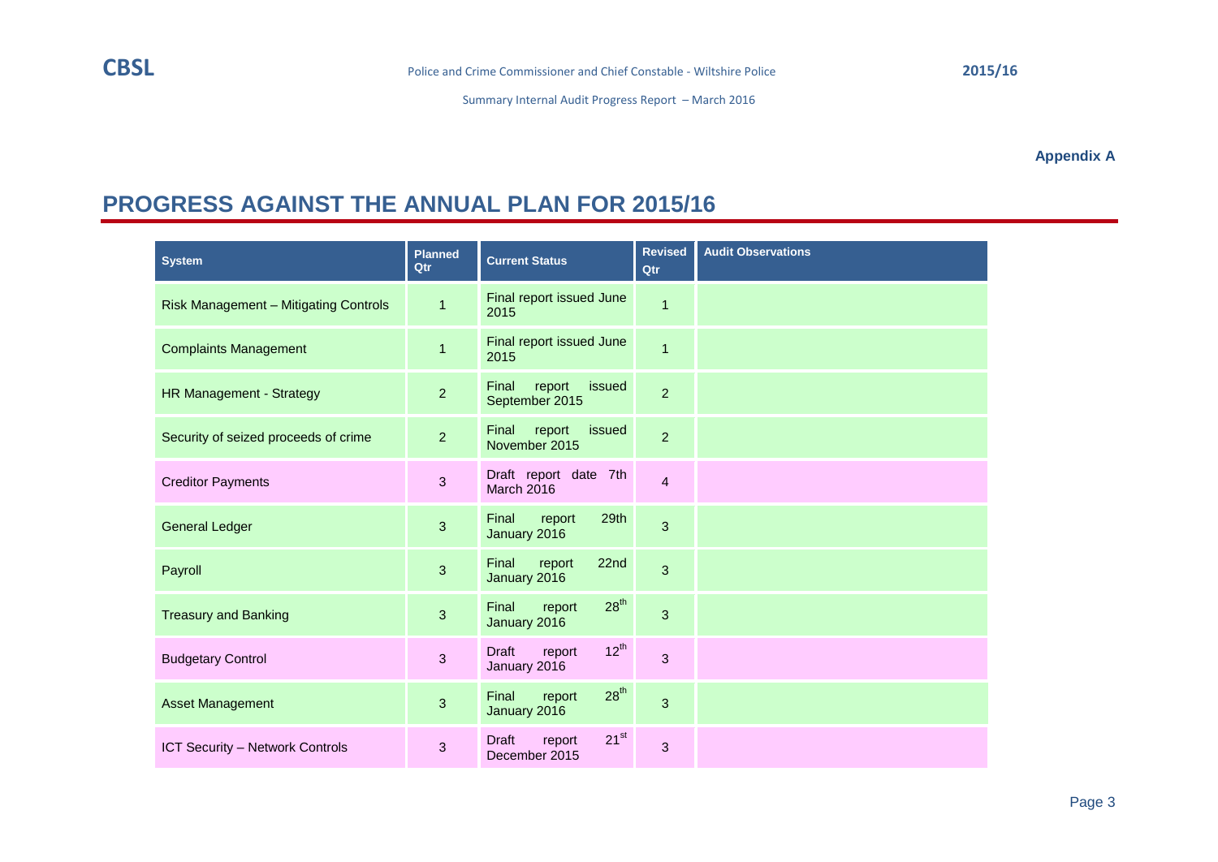**Appendix A**

## PROGRESS AGAINST THE ANNUAL PLAN FOR 2015/16

| System | Planned Qtr | Current Status | Revised Qtr | Audit Observations |
|---|---|---|---|---|
| Risk Management – Mitigating Controls | 1 | Final report issued June 2015 | 1 | |
| Complaints Management | 1 | Final report issued June 2015 | 1 | |
| HR Management - Strategy | 2 | Final report issued September 2015 | 2 | |
| Security of seized proceeds of crime | 2 | Final report issued November 2015 | 2 | |
| Creditor Payments | 3 | Draft report date 7th March 2016 | 4 | |
| General Ledger | 3 | Final report 29th January 2016 | 3 | |
| Payroll | 3 | Final report 22nd January 2016 | 3 | |
| Treasury and Banking | 3 | Final report 28th January 2016 | 3 | |
| Budgetary Control | 3 | Draft report 12th January 2016 | 3 | |
| Asset Management | 3 | Final report 28th January 2016 | 3 | |
| ICT Security – Network Controls | 3 | Draft report 21st December 2015 | 3 | |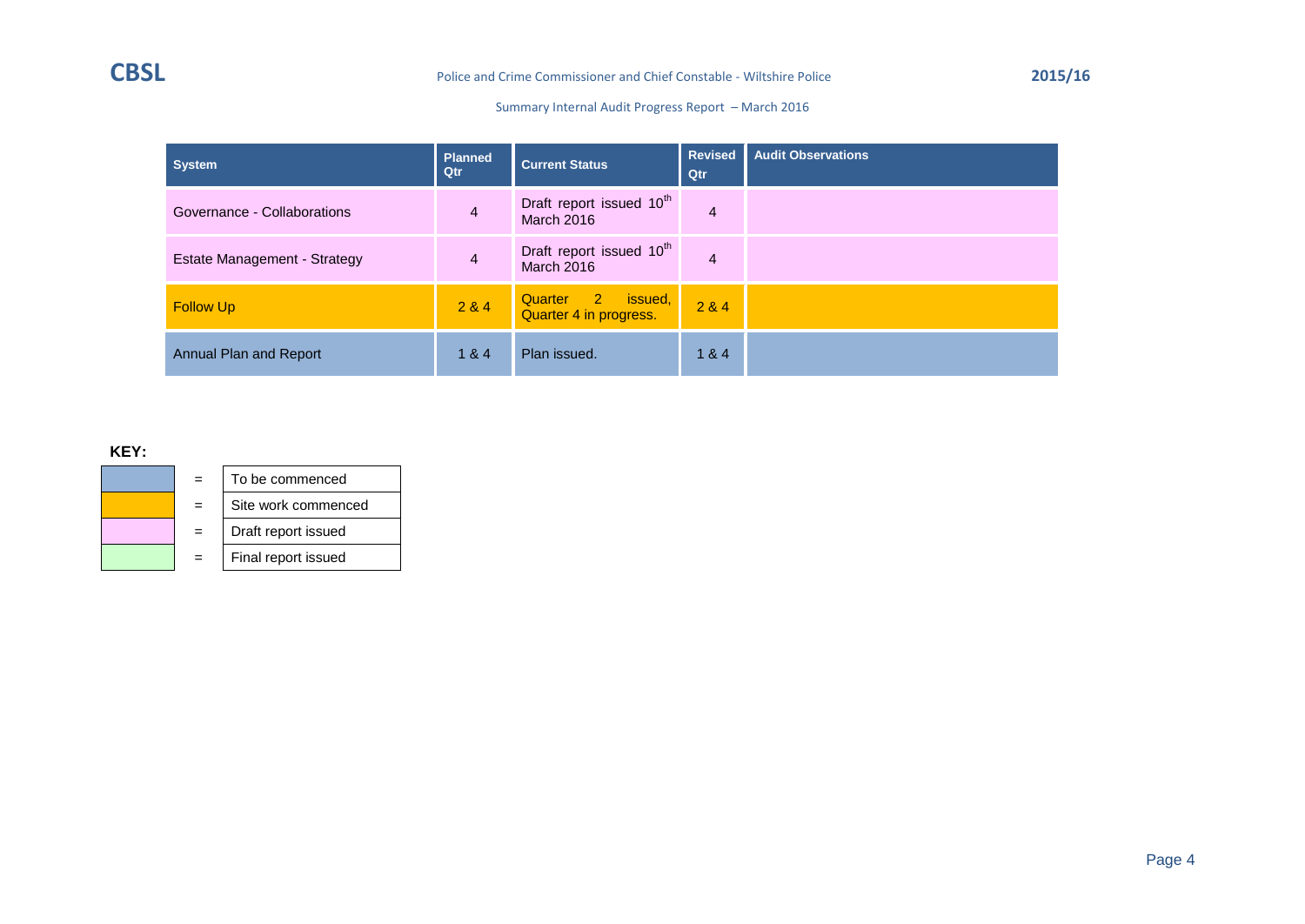**CBSL** Police and Crime Commissioner and Chief Constable - Wiltshire Police **2015/16**

Summary Internal Audit Progress Report – March 2016

| System | Planned Qtr | Current Status | Revised Qtr | Audit Observations |
|---|---|---|---|---|
| Governance - Collaborations | 4 | Draft report issued 10th March 2016 | 4 | |
| Estate Management - Strategy | 4 | Draft report issued 10th March 2016 | 4 | |
| Follow Up | 2 & 4 | Quarter 2 issued, Quarter 4 in progress. | 2 & 4 | |
| Annual Plan and Report | 1 & 4 | Plan issued. | 1 & 4 | |

**KEY:**

| | | |
|---|---|---|
| (blue) | = | To be commenced |
| (orange) | = | Site work commenced |
| (pink) | = | Draft report issued |
| (green) | = | Final report issued |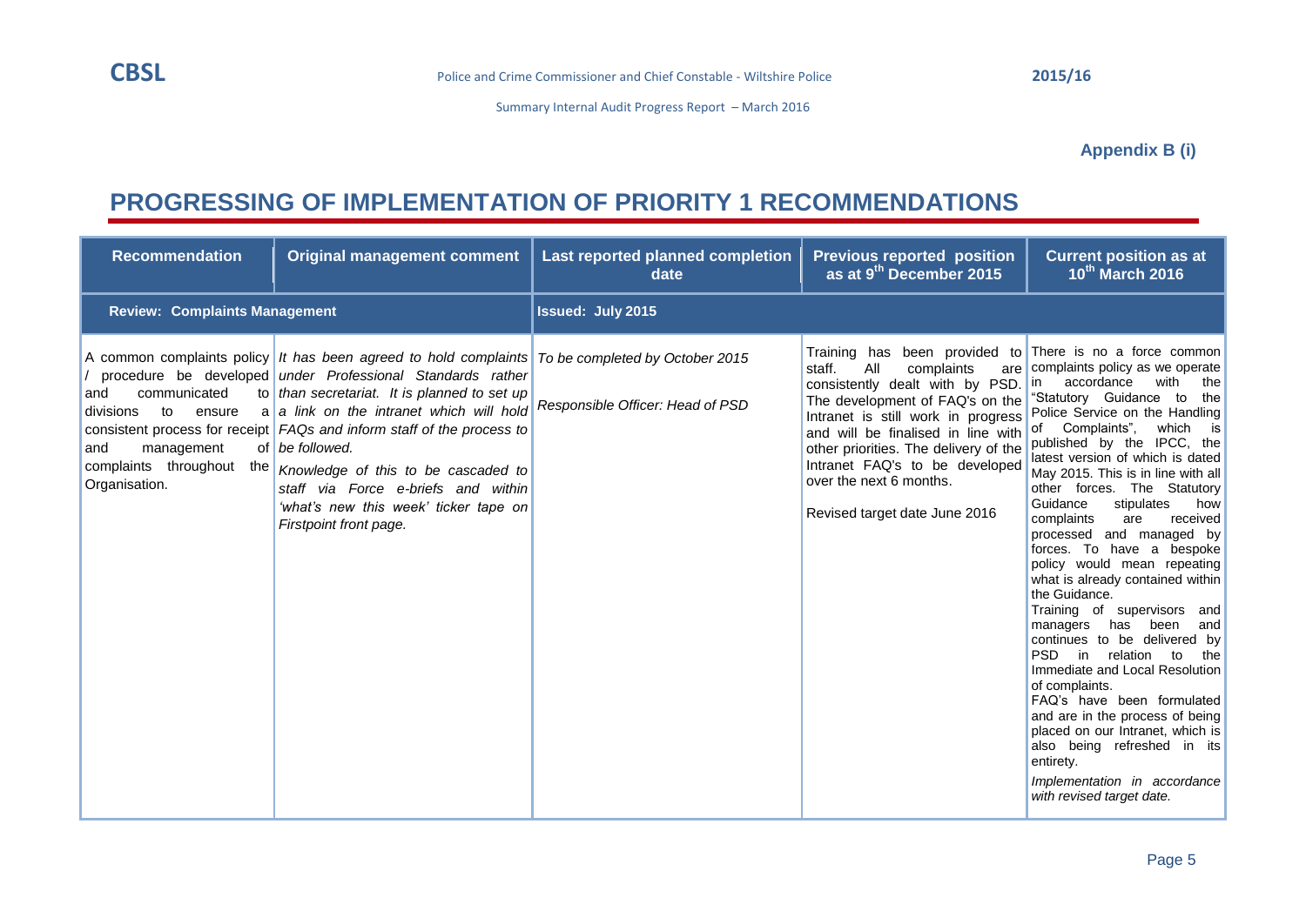**Appendix B (i)**

## PROGRESSING OF IMPLEMENTATION OF PRIORITY 1 RECOMMENDATIONS

| Recommendation | Original management comment | Last reported planned completion date | Previous reported position as at 9th December 2015 | Current position as at 10th March 2016 |
|---|---|---|---|---|
| **Review: Complaints Management** | | **Issued: July 2015** | | |
| A common complaints policy / procedure be developed and communicated to divisions to ensure a consistent process for receipt and management of complaints throughout the Organisation. | *It has been agreed to hold complaints under Professional Standards rather than secretariat. It is planned to set up a link on the intranet which will hold FAQs and inform staff of the process to be followed.*<br><br>*Knowledge of this to be cascaded to staff via Force e-briefs and within 'what's new this week' ticker tape on Firstpoint front page.* | *To be completed by October 2015*<br><br>*Responsible Officer: Head of PSD* | Training has been provided to staff. All complaints are consistently dealt with by PSD. The development of FAQ's on the Intranet is still work in progress and will be finalised in line with other priorities. The delivery of the Intranet FAQ's to be developed over the next 6 months.<br><br>Revised target date June 2016 | There is no a force common complaints policy as we operate in accordance with the "Statutory Guidance to the Police Service on the Handling of Complaints", which is published by the IPCC, the latest version of which is dated May 2015. This is in line with all other forces. The Statutory Guidance stipulates how complaints are received processed and managed by forces. To have a bespoke policy would mean repeating what is already contained within the Guidance.<br>Training of supervisors and managers has been and continues to be delivered by PSD in relation to the Immediate and Local Resolution of complaints.<br>FAQ's have been formulated and are in the process of being placed on our Intranet, which is also being refreshed in its entirety.<br><br>*Implementation in accordance with revised target date.* |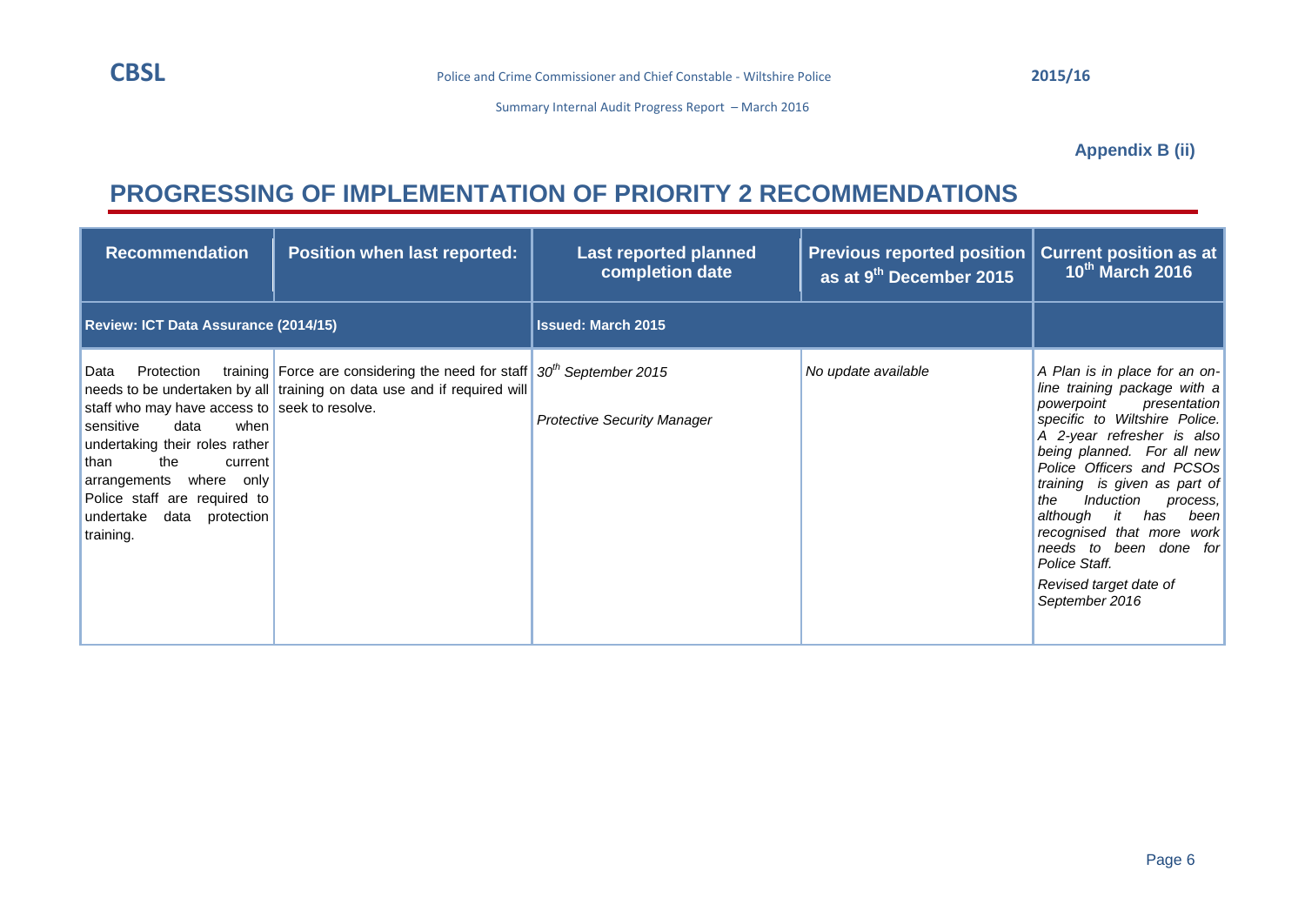Appendix B (ii)

# PROGRESSING OF IMPLEMENTATION OF PRIORITY 2 RECOMMENDATIONS

| Recommendation | Position when last reported: | Last reported planned completion date | Previous reported position as at 9th December 2015 | Current position as at 10th March 2016 |
|---|---|---|---|---|
| **Review: ICT Data Assurance (2014/15)** | | **Issued: March 2015** | | |
| Data Protection training needs to be undertaken by all staff who may have access to sensitive data when undertaking their roles rather than the current arrangements where only Police staff are required to undertake data protection training. | Force are considering the need for staff training on data use and if required will seek to resolve. | *30th September 2015*<br><br>*Protective Security Manager* | *No update available* | *A Plan is in place for an on-line training package with a powerpoint presentation specific to Wiltshire Police. A 2-year refresher is also being planned. For all new Police Officers and PCSOs training is given as part of the Induction process, although it has been recognised that more work needs to been done for Police Staff.*<br><br>*Revised target date of September 2016* |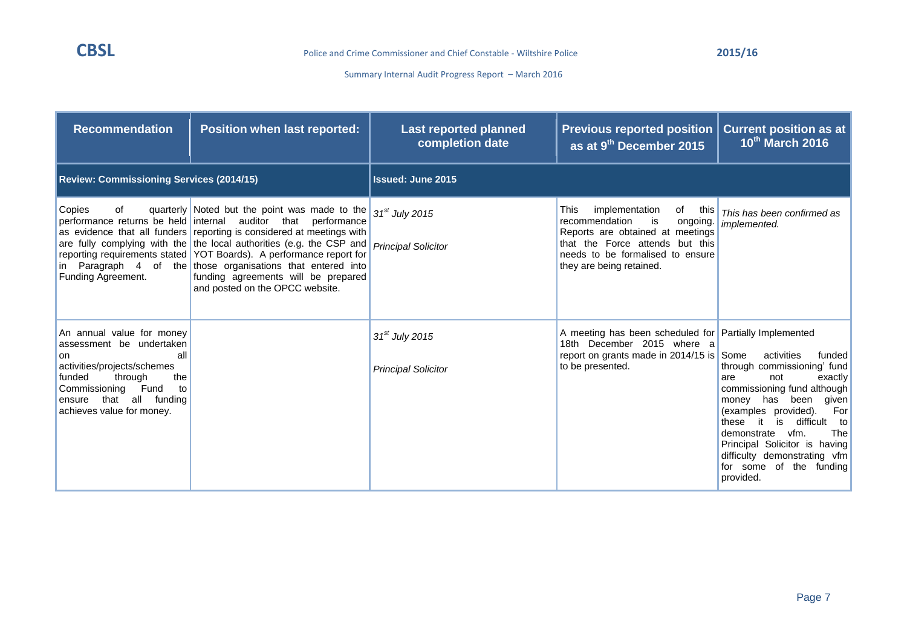| Recommendation | Position when last reported: | Last reported planned completion date | Previous reported position as at 9th December 2015 | Current position as at 10th March 2016 |
|---|---|---|---|---|
| **Review: Commissioning Services (2014/15)** | | **Issued: June 2015** | | |
| Copies of quarterly performance returns be held as evidence that all funders are fully complying with the reporting requirements stated in Paragraph 4 of the Funding Agreement. | Noted but the point was made to the internal auditor that performance reporting is considered at meetings with the local authorities (e.g. the CSP and YOT Boards). A performance report for those organisations that entered into funding agreements will be prepared and posted on the OPCC website. | *31st July 2015*<br><br>*Principal Solicitor* | This implementation of this recommendation is ongoing. Reports are obtained at meetings that the Force attends but this needs to be formalised to ensure they are being retained. | *This has been confirmed as implemented.* |
| An annual value for money assessment be undertaken on all activities/projects/schemes funded through the Commissioning Fund to ensure that all funding achieves value for money. | | *31st July 2015*<br><br>*Principal Solicitor* | A meeting has been scheduled for 18th December 2015 where a report on grants made in 2014/15 is to be presented. | Partially Implemented<br><br>Some activities funded through commissioning' fund are not exactly commissioning fund although money has been given (examples provided). For these it is difficult to demonstrate vfm. The Principal Solicitor is having difficulty demonstrating vfm for some of the funding provided. |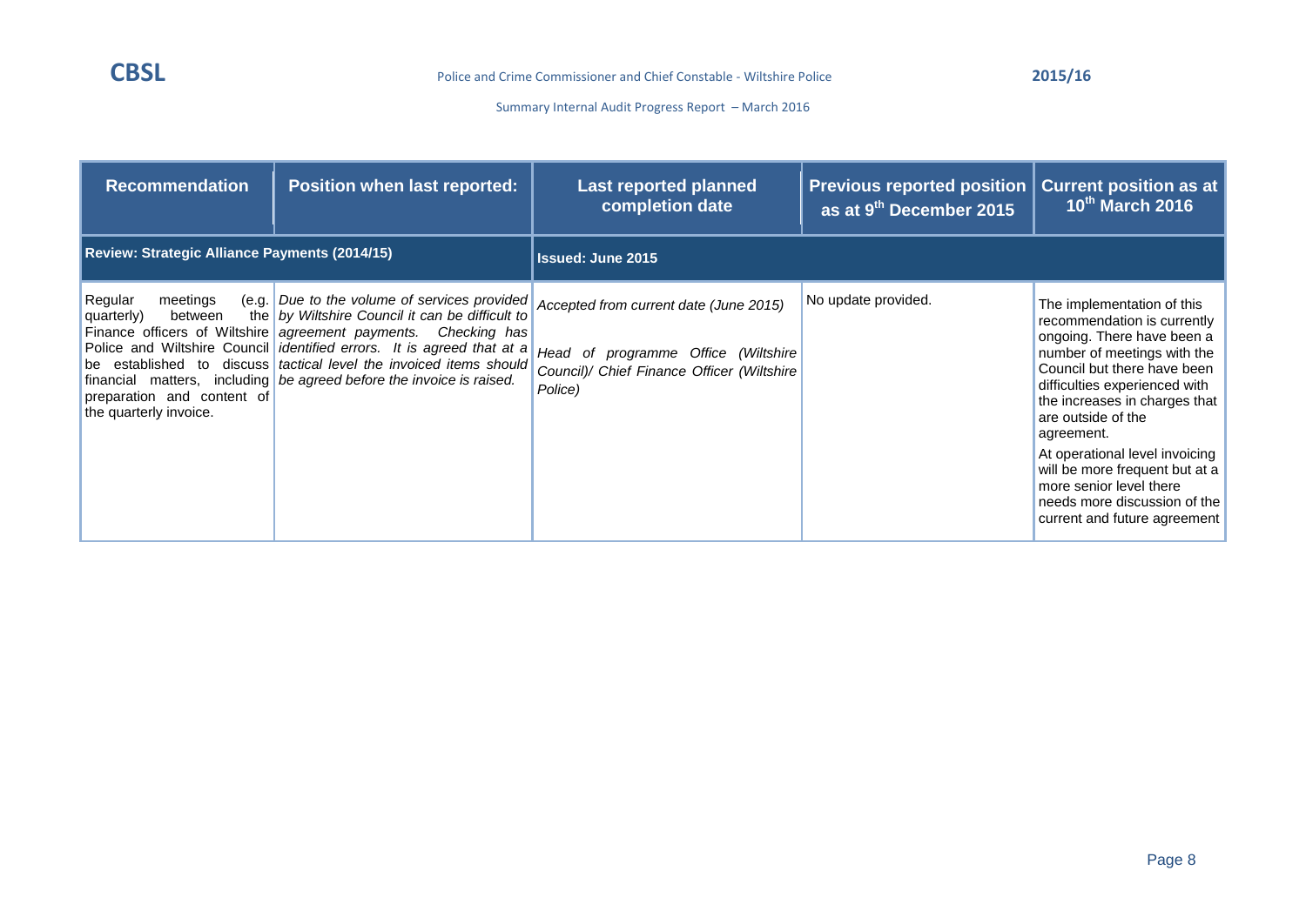| Recommendation | Position when last reported: | Last reported planned completion date | Previous reported position as at 9th December 2015 | Current position as at 10th March 2016 |
|---|---|---|---|---|
| **Review: Strategic Alliance Payments (2014/15)** | | **Issued: June 2015** | | |
| Regular meetings (e.g. quarterly) between the Finance officers of Wiltshire Police and Wiltshire Council be established to discuss financial matters, including preparation and content of the quarterly invoice. | *Due to the volume of services provided by Wiltshire Council it can be difficult to agreement payments. Checking has identified errors. It is agreed that at a tactical level the invoiced items should be agreed before the invoice is raised.* | *Accepted from current date (June 2015)*<br><br>*Head of programme Office (Wiltshire Council)/ Chief Finance Officer (Wiltshire Police)* | No update provided. | The implementation of this recommendation is currently ongoing. There have been a number of meetings with the Council but there have been difficulties experienced with the increases in charges that are outside of the agreement.<br><br>At operational level invoicing will be more frequent but at a more senior level there needs more discussion of the current and future agreement |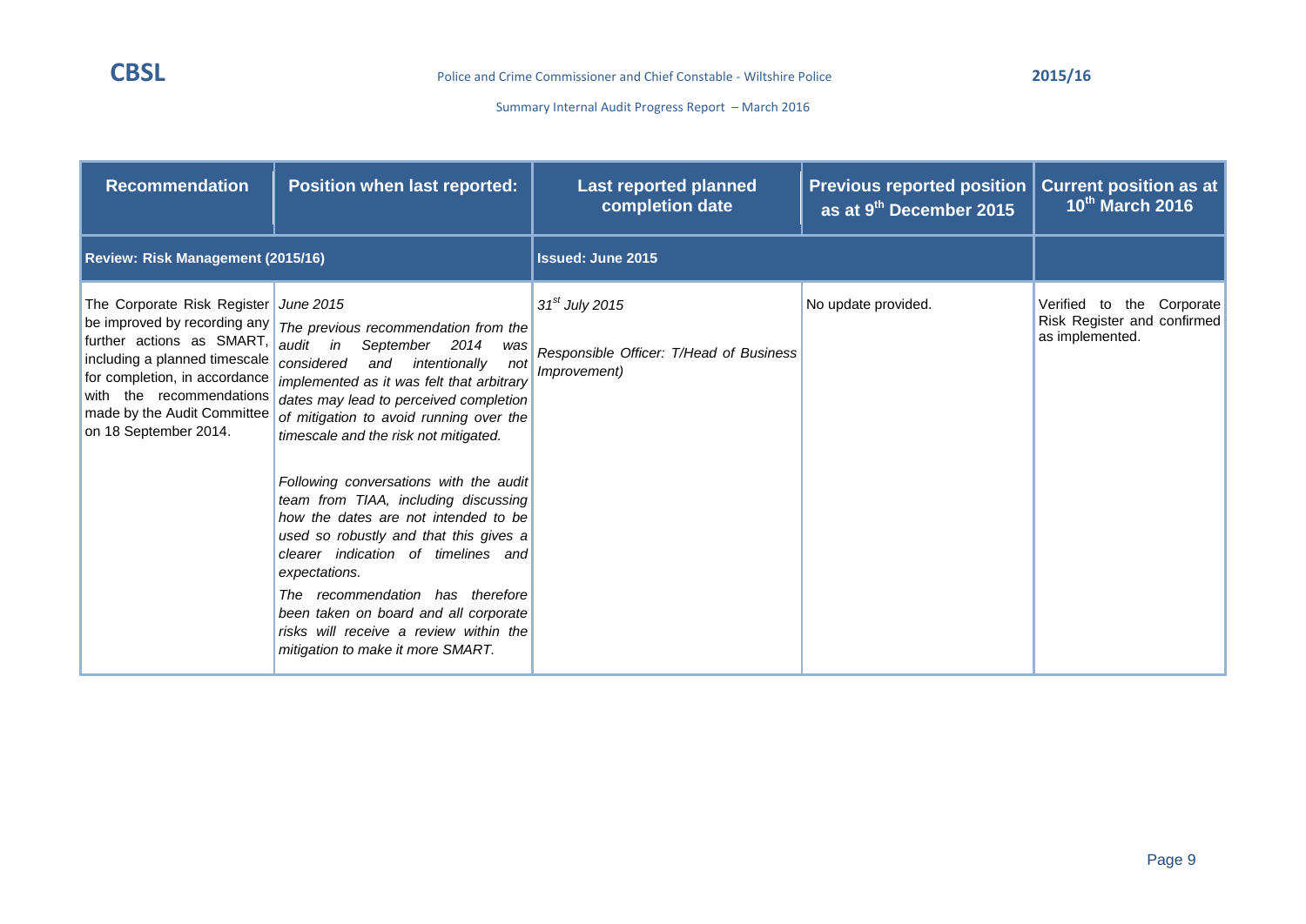| Recommendation | Position when last reported: | Last reported planned completion date | Previous reported position as at 9th December 2015 | Current position as at 10th March 2016 |
|---|---|---|---|---|
| **Review: Risk Management (2015/16)** | | **Issued: June 2015** | | |
| The Corporate Risk Register be improved by recording any further actions as SMART, including a planned timescale for completion, in accordance with the recommendations made by the Audit Committee on 18 September 2014. | *June 2015*<br><br>*The previous recommendation from the audit in September 2014 was considered and intentionally not implemented as it was felt that arbitrary dates may lead to perceived completion of mitigation to avoid running over the timescale and the risk not mitigated.*<br><br>*Following conversations with the audit team from TIAA, including discussing how the dates are not intended to be used so robustly and that this gives a clearer indication of timelines and expectations.*<br><br>*The recommendation has therefore been taken on board and all corporate risks will receive a review within the mitigation to make it more SMART.* | *31st July 2015*<br><br>*Responsible Officer: T/Head of Business Improvement)* | No update provided. | Verified to the Corporate Risk Register and confirmed as implemented. |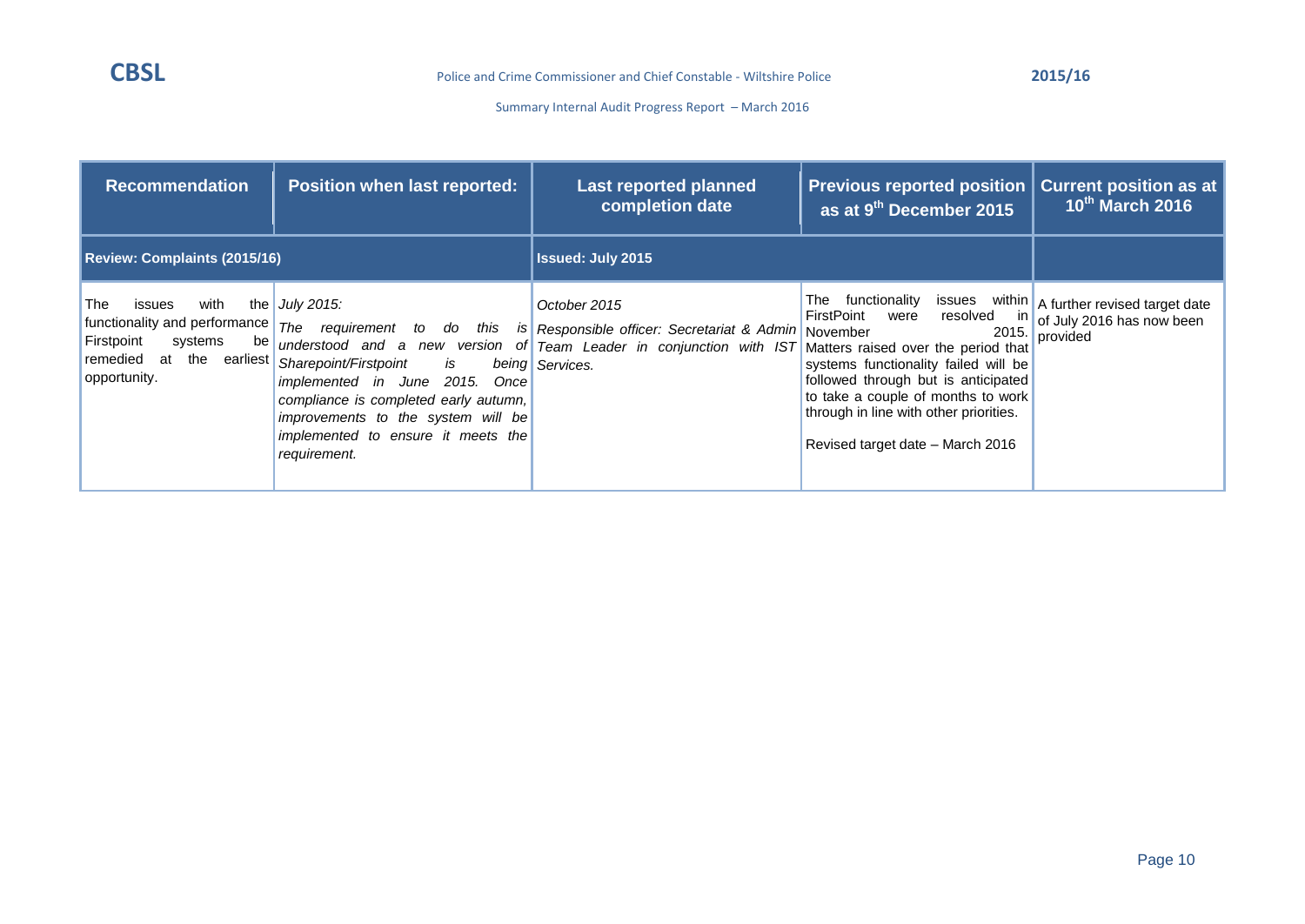| Recommendation | Position when last reported: | Last reported planned completion date | Previous reported position as at 9th December 2015 | Current position as at 10th March 2016 |
| --- | --- | --- | --- | --- |
| **Review: Complaints (2015/16)** | | **Issued: July 2015** | | |
| The issues with the functionality and performance Firstpoint systems be remedied at the earliest opportunity. | *July 2015:* *The requirement to do this is understood and a new version of Sharepoint/Firstpoint is being implemented in June 2015. Once compliance is completed early autumn, improvements to the system will be implemented to ensure it meets the requirement.* | *October 2015* *Responsible officer: Secretariat & Admin Team Leader in conjunction with IST Services.* | The functionality issues within FirstPoint were resolved in November 2015. Matters raised over the period that systems functionality failed will be followed through but is anticipated to take a couple of months to work through in line with other priorities. Revised target date – March 2016 | A further revised target date of July 2016 has now been provided |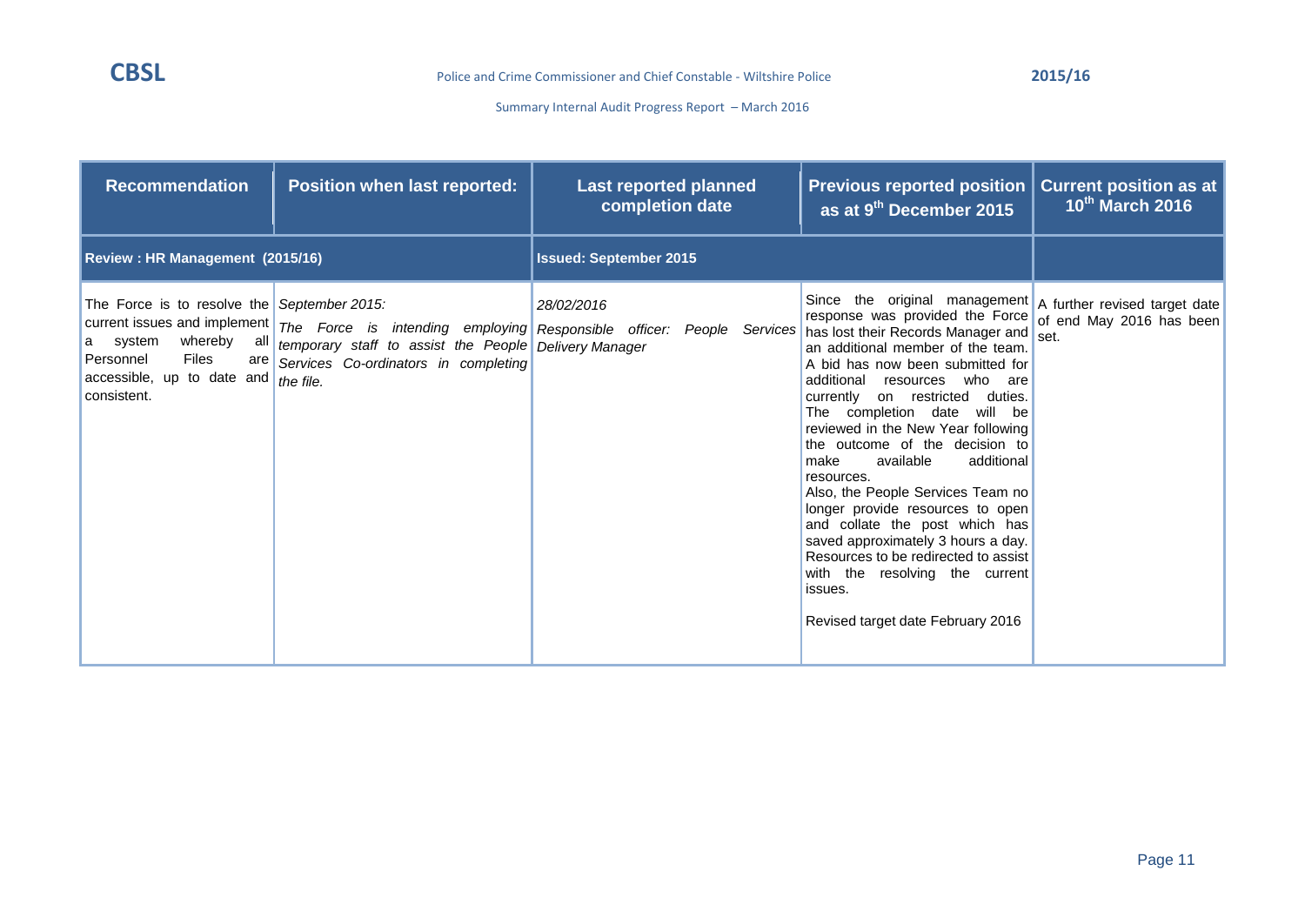| Recommendation | Position when last reported: | Last reported planned completion date | Previous reported position as at 9th December 2015 | Current position as at 10th March 2016 |
|---|---|---|---|---|
| **Review : HR Management (2015/16)** | | **Issued: September 2015** | | |
| The Force is to resolve the current issues and implement a system whereby all Personnel Files are accessible, up to date and consistent. | *September 2015:*<br>*The Force is intending employing temporary staff to assist the People Services Co-ordinators in completing the file.* | *28/02/2016*<br>*Responsible officer: People Services Delivery Manager* | Since the original management response was provided the Force has lost their Records Manager and an additional member of the team. A bid has now been submitted for additional resources who are currently on restricted duties. The completion date will be reviewed in the New Year following the outcome of the decision to make available additional resources.<br>Also, the People Services Team no longer provide resources to open and collate the post which has saved approximately 3 hours a day. Resources to be redirected to assist with the resolving the current issues.<br><br>Revised target date February 2016 | A further revised target date of end May 2016 has been set. |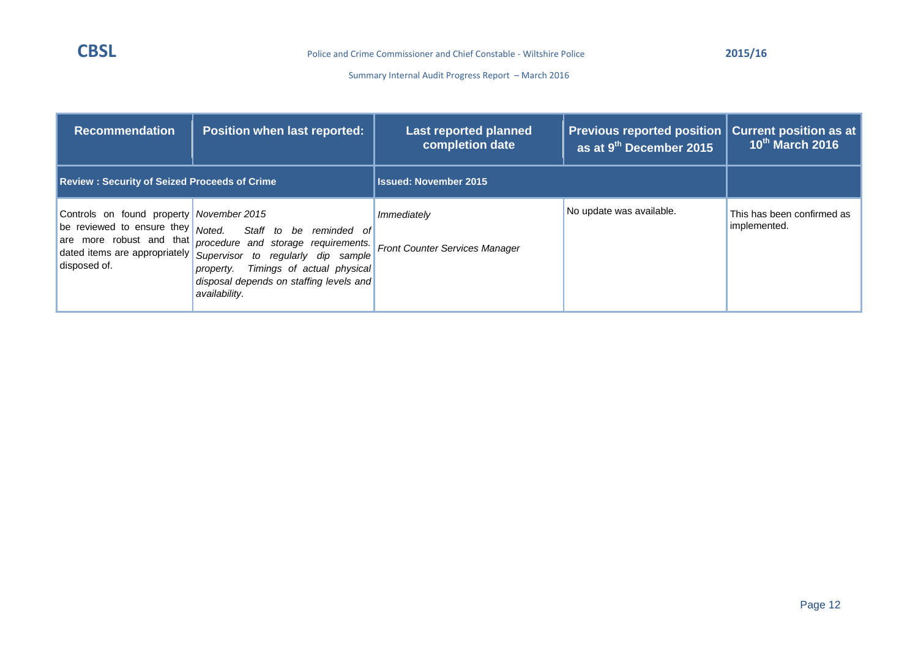| Recommendation | Position when last reported: | Last reported planned completion date | Previous reported position as at 9th December 2015 | Current position as at 10th March 2016 |
|---|---|---|---|---|
| **Review : Security of Seized Proceeds of Crime** | | **Issued: November 2015** | | |
| Controls on found property be reviewed to ensure they are more robust and that dated items are appropriately disposed of. | *November 2015*<br>*Noted. Staff to be reminded of procedure and storage requirements. Supervisor to regularly dip sample property. Timings of actual physical disposal depends on staffing levels and availability.* | *Immediately*<br>*Front Counter Services Manager* | No update was available. | This has been confirmed as implemented. |